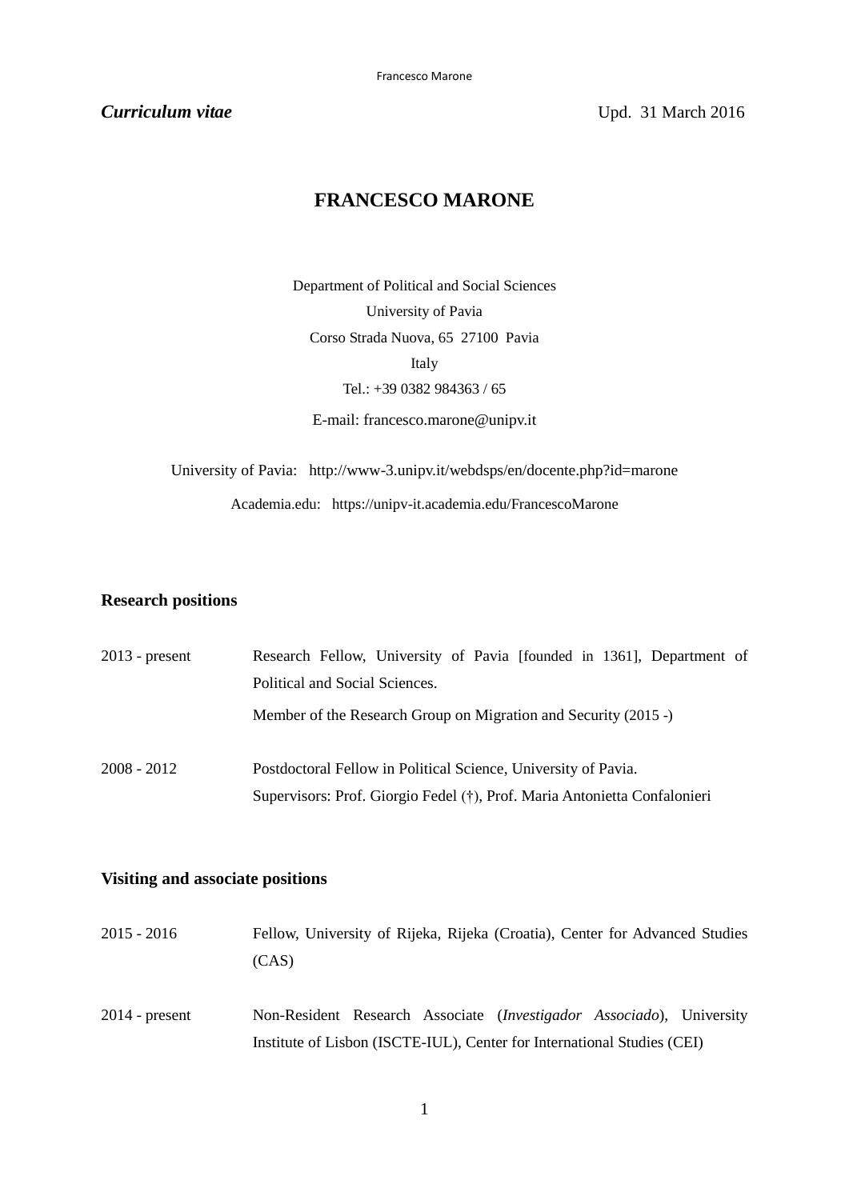*Curriculum vitae* Upd. 31 March 2016

# FRANCESCO MARONE

Department of Political and Social Sciences
University of Pavia
Corso Strada Nuova, 65 27100 Pavia
Italy
Tel.: +39 0382 984363 / 65
E-mail: francesco.marone@unipv.it

University of Pavia: http://www-3.unipv.it/webdsps/en/docente.php?id=marone
Academia.edu: https://unipv-it.academia.edu/FrancescoMarone

## Research positions

2013 - present — Research Fellow, University of Pavia [founded in 1361], Department of Political and Social Sciences.
Member of the Research Group on Migration and Security (2015 -)

2008 - 2012 — Postdoctoral Fellow in Political Science, University of Pavia.
Supervisors: Prof. Giorgio Fedel (†), Prof. Maria Antonietta Confalonieri

## Visiting and associate positions

2015 - 2016 — Fellow, University of Rijeka, Rijeka (Croatia), Center for Advanced Studies (CAS)

2014 - present — Non-Resident Research Associate (*Investigador Associado*), University Institute of Lisbon (ISCTE-IUL), Center for International Studies (CEI)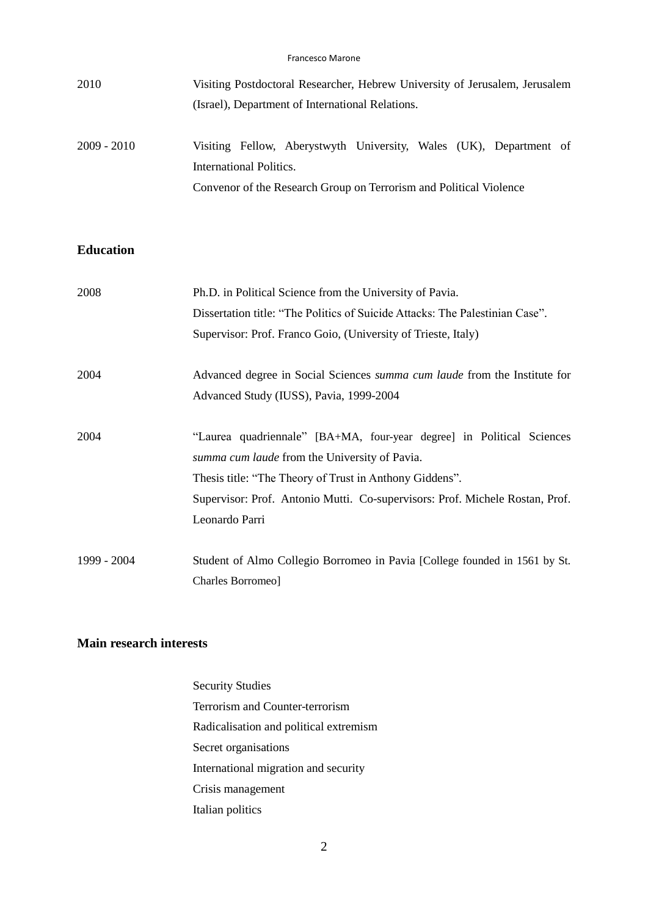2010 — Visiting Postdoctoral Researcher, Hebrew University of Jerusalem, Jerusalem (Israel), Department of International Relations.

2009 - 2010 — Visiting Fellow, Aberystwyth University, Wales (UK), Department of International Politics.
Convenor of the Research Group on Terrorism and Political Violence

## Education

2008 — Ph.D. in Political Science from the University of Pavia.
Dissertation title: "The Politics of Suicide Attacks: The Palestinian Case".
Supervisor: Prof. Franco Goio, (University of Trieste, Italy)

2004 — Advanced degree in Social Sciences *summa cum laude* from the Institute for Advanced Study (IUSS), Pavia, 1999-2004

2004 — "Laurea quadriennale" [BA+MA, four-year degree] in Political Sciences *summa cum laude* from the University of Pavia.
Thesis title: "The Theory of Trust in Anthony Giddens".
Supervisor: Prof. Antonio Mutti. Co-supervisors: Prof. Michele Rostan, Prof. Leonardo Parri

1999 - 2004 — Student of Almo Collegio Borromeo in Pavia [College founded in 1561 by St. Charles Borromeo]

## Main research interests

- Security Studies
- Terrorism and Counter-terrorism
- Radicalisation and political extremism
- Secret organisations
- International migration and security
- Crisis management
- Italian politics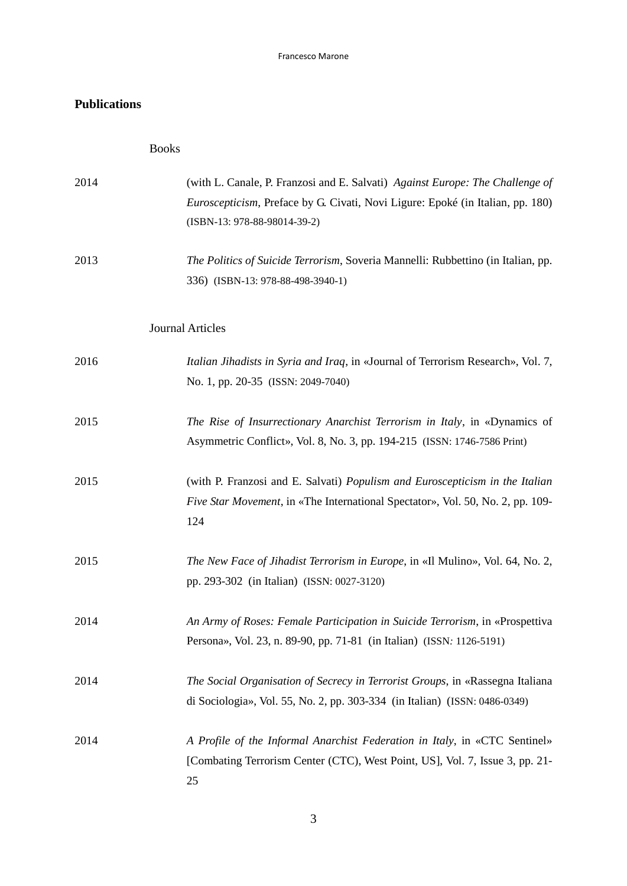## Publications

### Books

2014 (with L. Canale, P. Franzosi and E. Salvati) *Against Europe: The Challenge of Euroscepticism*, Preface by G. Civati, Novi Ligure: Epoké (in Italian, pp. 180) (ISBN-13: 978-88-98014-39-2)

2013 *The Politics of Suicide Terrorism*, Soveria Mannelli: Rubbettino (in Italian, pp. 336) (ISBN-13: 978-88-498-3940-1)

### Journal Articles

2016 *Italian Jihadists in Syria and Iraq*, in «Journal of Terrorism Research», Vol. 7, No. 1, pp. 20-35 (ISSN: 2049-7040)

2015 *The Rise of Insurrectionary Anarchist Terrorism in Italy*, in «Dynamics of Asymmetric Conflict», Vol. 8, No. 3, pp. 194-215 (ISSN: 1746-7586 Print)

2015 (with P. Franzosi and E. Salvati) *Populism and Euroscepticism in the Italian Five Star Movement*, in «The International Spectator», Vol. 50, No. 2, pp. 109-124

2015 *The New Face of Jihadist Terrorism in Europe*, in «Il Mulino», Vol. 64, No. 2, pp. 293-302 (in Italian) (ISSN: 0027-3120)

2014 *An Army of Roses: Female Participation in Suicide Terrorism*, in «Prospettiva Persona», Vol. 23, n. 89-90, pp. 71-81 (in Italian) (ISSN: 1126-5191)

2014 *The Social Organisation of Secrecy in Terrorist Groups*, in «Rassegna Italiana di Sociologia», Vol. 55, No. 2, pp. 303-334 (in Italian) (ISSN: 0486-0349)

2014 *A Profile of the Informal Anarchist Federation in Italy*, in «CTC Sentinel» [Combating Terrorism Center (CTC), West Point, US], Vol. 7, Issue 3, pp. 21-25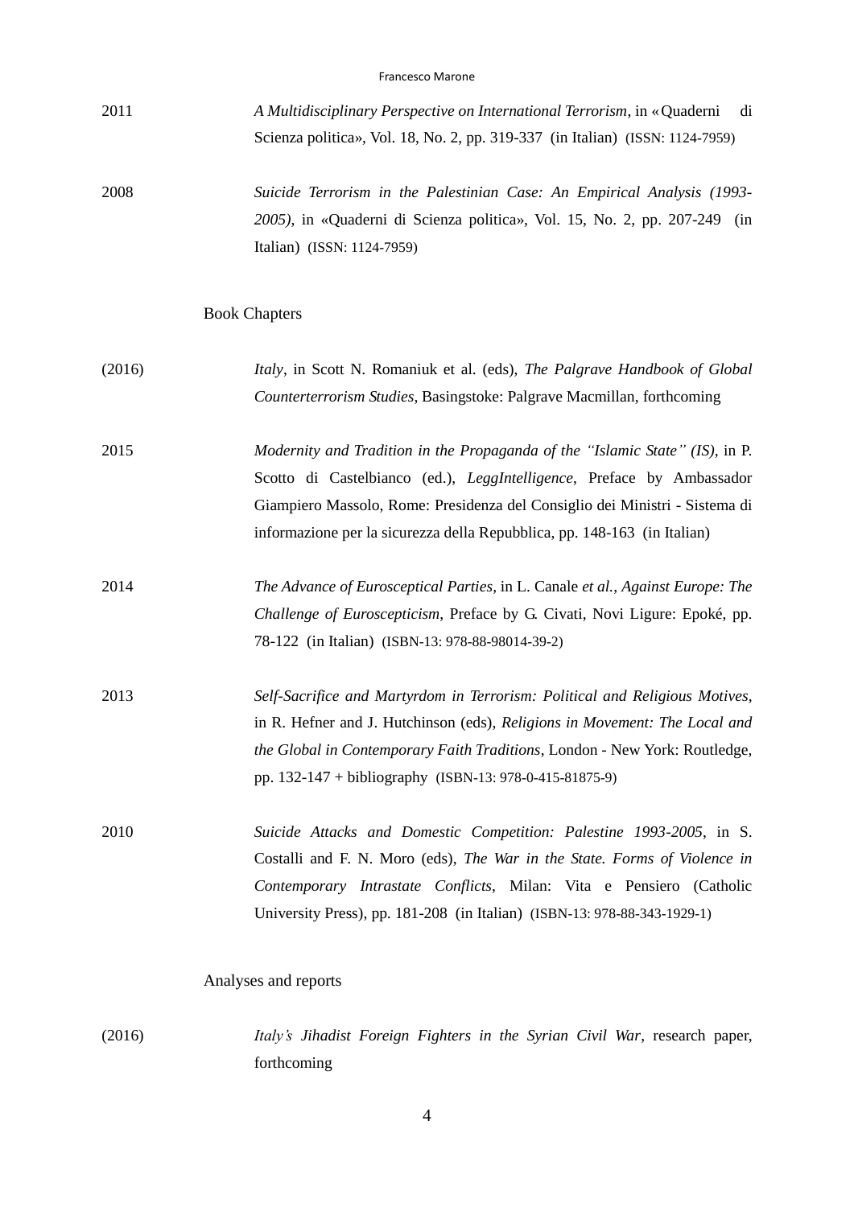2011 *A Multidisciplinary Perspective on International Terrorism*, in «Quaderni di Scienza politica», Vol. 18, No. 2, pp. 319-337 (in Italian) (ISSN: 1124-7959)

2008 *Suicide Terrorism in the Palestinian Case: An Empirical Analysis (1993-2005)*, in «Quaderni di Scienza politica», Vol. 15, No. 2, pp. 207-249 (in Italian) (ISSN: 1124-7959)

## Book Chapters

(2016) *Italy*, in Scott N. Romaniuk et al. (eds), *The Palgrave Handbook of Global Counterterrorism Studies*, Basingstoke: Palgrave Macmillan, forthcoming

2015 *Modernity and Tradition in the Propaganda of the "Islamic State" (IS)*, in P. Scotto di Castelbianco (ed.), *LeggIntelligence*, Preface by Ambassador Giampiero Massolo, Rome: Presidenza del Consiglio dei Ministri - Sistema di informazione per la sicurezza della Repubblica, pp. 148-163 (in Italian)

2014 *The Advance of Eurosceptical Parties*, in L. Canale *et al.*, *Against Europe: The Challenge of Euroscepticism*, Preface by G. Civati, Novi Ligure: Epoké, pp. 78-122 (in Italian) (ISBN-13: 978-88-98014-39-2)

2013 *Self-Sacrifice and Martyrdom in Terrorism: Political and Religious Motives*, in R. Hefner and J. Hutchinson (eds), *Religions in Movement: The Local and the Global in Contemporary Faith Traditions*, London - New York: Routledge, pp. 132-147 + bibliography (ISBN-13: 978-0-415-81875-9)

2010 *Suicide Attacks and Domestic Competition: Palestine 1993-2005*, in S. Costalli and F. N. Moro (eds), *The War in the State. Forms of Violence in Contemporary Intrastate Conflicts*, Milan: Vita e Pensiero (Catholic University Press), pp. 181-208 (in Italian) (ISBN-13: 978-88-343-1929-1)

## Analyses and reports

(2016) *Italy's Jihadist Foreign Fighters in the Syrian Civil War*, research paper, forthcoming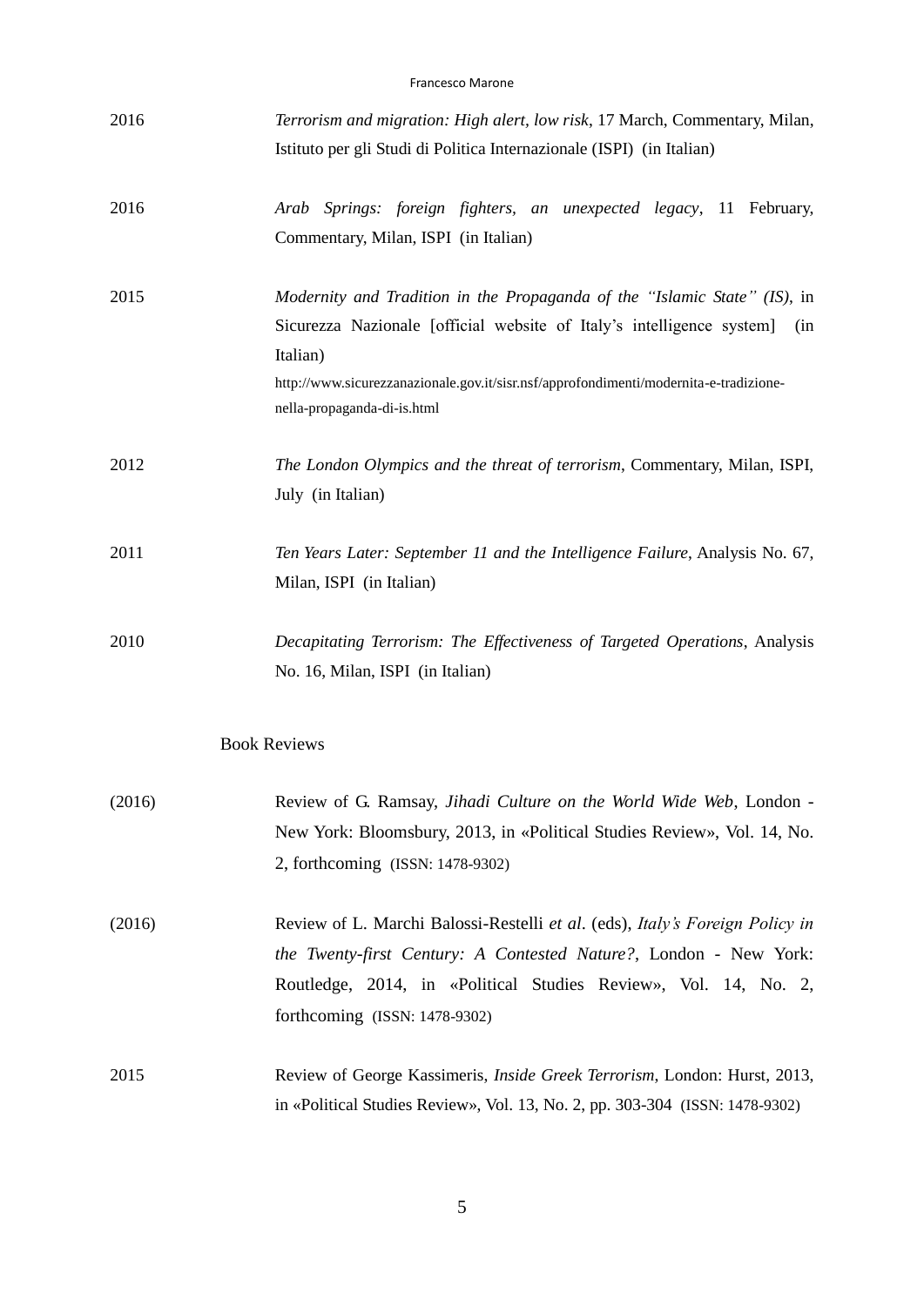2016 *Terrorism and migration: High alert, low risk*, 17 March, Commentary, Milan, Istituto per gli Studi di Politica Internazionale (ISPI) (in Italian)

2016 *Arab Springs: foreign fighters, an unexpected legacy*, 11 February, Commentary, Milan, ISPI (in Italian)

2015 *Modernity and Tradition in the Propaganda of the "Islamic State" (IS)*, in Sicurezza Nazionale [official website of Italy's intelligence system] (in Italian)
http://www.sicurezzanazionale.gov.it/sisr.nsf/approfondimenti/modernita-e-tradizione-nella-propaganda-di-is.html

2012 *The London Olympics and the threat of terrorism*, Commentary, Milan, ISPI, July (in Italian)

2011 *Ten Years Later: September 11 and the Intelligence Failure*, Analysis No. 67, Milan, ISPI (in Italian)

2010 *Decapitating Terrorism: The Effectiveness of Targeted Operations*, Analysis No. 16, Milan, ISPI (in Italian)

## Book Reviews

(2016) Review of G. Ramsay, *Jihadi Culture on the World Wide Web*, London - New York: Bloomsbury, 2013, in «Political Studies Review», Vol. 14, No. 2, forthcoming (ISSN: 1478-9302)

(2016) Review of L. Marchi Balossi-Restelli *et al*. (eds), *Italy's Foreign Policy in the Twenty-first Century: A Contested Nature?*, London - New York: Routledge, 2014, in «Political Studies Review», Vol. 14, No. 2, forthcoming (ISSN: 1478-9302)

2015 Review of George Kassimeris, *Inside Greek Terrorism*, London: Hurst, 2013, in «Political Studies Review», Vol. 13, No. 2, pp. 303-304 (ISSN: 1478-9302)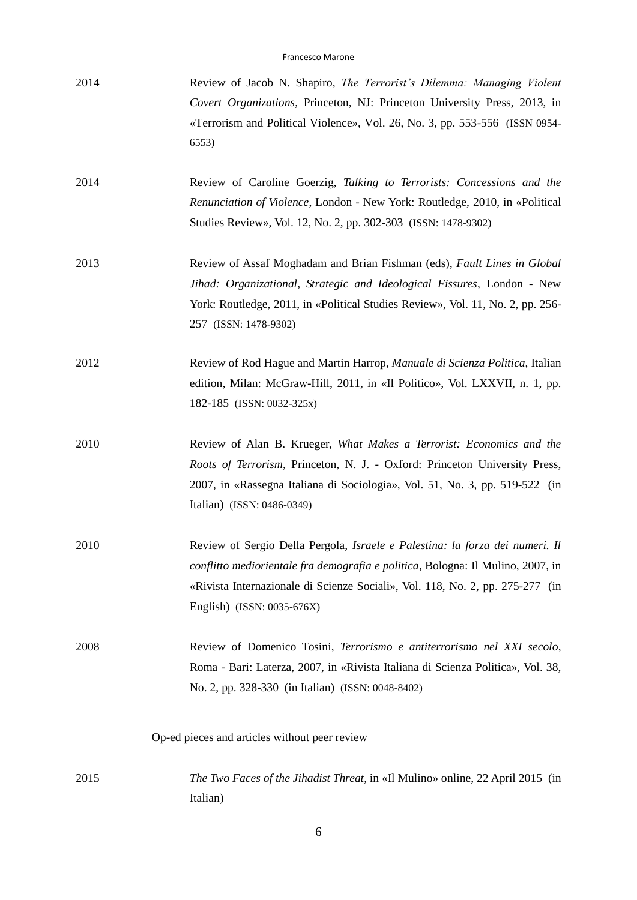2014 Review of Jacob N. Shapiro, *The Terrorist's Dilemma: Managing Violent Covert Organizations*, Princeton, NJ: Princeton University Press, 2013, in «Terrorism and Political Violence», Vol. 26, No. 3, pp. 553-556 (ISSN 0954-6553)

2014 Review of Caroline Goerzig, *Talking to Terrorists: Concessions and the Renunciation of Violence*, London - New York: Routledge, 2010, in «Political Studies Review», Vol. 12, No. 2, pp. 302-303 (ISSN: 1478-9302)

2013 Review of Assaf Moghadam and Brian Fishman (eds), *Fault Lines in Global Jihad: Organizational, Strategic and Ideological Fissures*, London - New York: Routledge, 2011, in «Political Studies Review», Vol. 11, No. 2, pp. 256-257 (ISSN: 1478-9302)

2012 Review of Rod Hague and Martin Harrop, *Manuale di Scienza Politica*, Italian edition, Milan: McGraw-Hill, 2011, in «Il Politico», Vol. LXXVII, n. 1, pp. 182-185 (ISSN: 0032-325x)

2010 Review of Alan B. Krueger, *What Makes a Terrorist: Economics and the Roots of Terrorism*, Princeton, N. J. - Oxford: Princeton University Press, 2007, in «Rassegna Italiana di Sociologia», Vol. 51, No. 3, pp. 519-522 (in Italian) (ISSN: 0486-0349)

2010 Review of Sergio Della Pergola, *Israele e Palestina: la forza dei numeri. Il conflitto mediorientale fra demografia e politica*, Bologna: Il Mulino, 2007, in «Rivista Internazionale di Scienze Sociali», Vol. 118, No. 2, pp. 275-277 (in English) (ISSN: 0035-676X)

2008 Review of Domenico Tosini, *Terrorismo e antiterrorismo nel XXI secolo*, Roma - Bari: Laterza, 2007, in «Rivista Italiana di Scienza Politica», Vol. 38, No. 2, pp. 328-330 (in Italian) (ISSN: 0048-8402)

Op-ed pieces and articles without peer review

2015 *The Two Faces of the Jihadist Threat*, in «Il Mulino» online, 22 April 2015 (in Italian)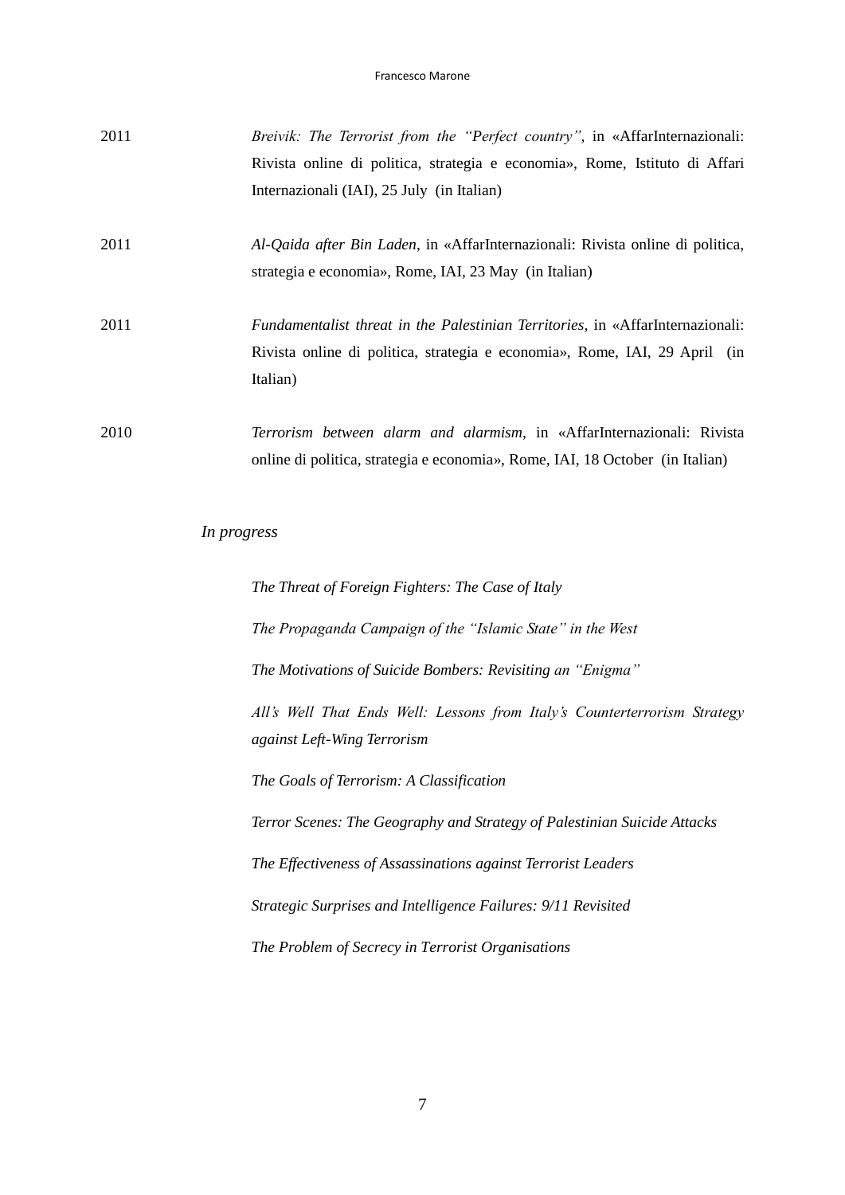2011 *Breivik: The Terrorist from the "Perfect country"*, in «AffarInternazionali: Rivista online di politica, strategia e economia», Rome, Istituto di Affari Internazionali (IAI), 25 July (in Italian)

2011 *Al-Qaida after Bin Laden*, in «AffarInternazionali: Rivista online di politica, strategia e economia», Rome, IAI, 23 May (in Italian)

2011 *Fundamentalist threat in the Palestinian Territories,* in «AffarInternazionali: Rivista online di politica, strategia e economia», Rome, IAI, 29 April (in Italian)

2010 *Terrorism between alarm and alarmism*, in «AffarInternazionali: Rivista online di politica, strategia e economia», Rome, IAI, 18 October (in Italian)

*In progress*

*The Threat of Foreign Fighters: The Case of Italy*

*The Propaganda Campaign of the "Islamic State" in the West*

*The Motivations of Suicide Bombers: Revisiting an "Enigma"*

*All's Well That Ends Well: Lessons from Italy's Counterterrorism Strategy against Left-Wing Terrorism*

*The Goals of Terrorism: A Classification*

*Terror Scenes: The Geography and Strategy of Palestinian Suicide Attacks*

*The Effectiveness of Assassinations against Terrorist Leaders*

*Strategic Surprises and Intelligence Failures: 9/11 Revisited*

*The Problem of Secrecy in Terrorist Organisations*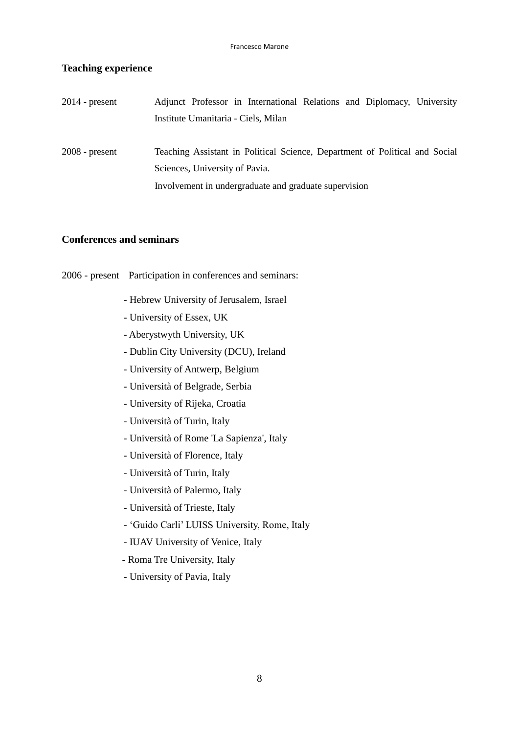## Teaching experience

2014 - present Adjunct Professor in International Relations and Diplomacy, University Institute Umanitaria - Ciels, Milan

2008 - present Teaching Assistant in Political Science, Department of Political and Social Sciences, University of Pavia.
Involvement in undergraduate and graduate supervision

## Conferences and seminars

2006 - present Participation in conferences and seminars:

- Hebrew University of Jerusalem, Israel
- University of Essex, UK
- Aberystwyth University, UK
- Dublin City University (DCU), Ireland
- University of Antwerp, Belgium
- Università of Belgrade, Serbia
- University of Rijeka, Croatia
- Università of Turin, Italy
- Università of Rome 'La Sapienza', Italy
- Università of Florence, Italy
- Università of Turin, Italy
- Università of Palermo, Italy
- Università of Trieste, Italy
- 'Guido Carli' LUISS University, Rome, Italy
- IUAV University of Venice, Italy
- Roma Tre University, Italy
- University of Pavia, Italy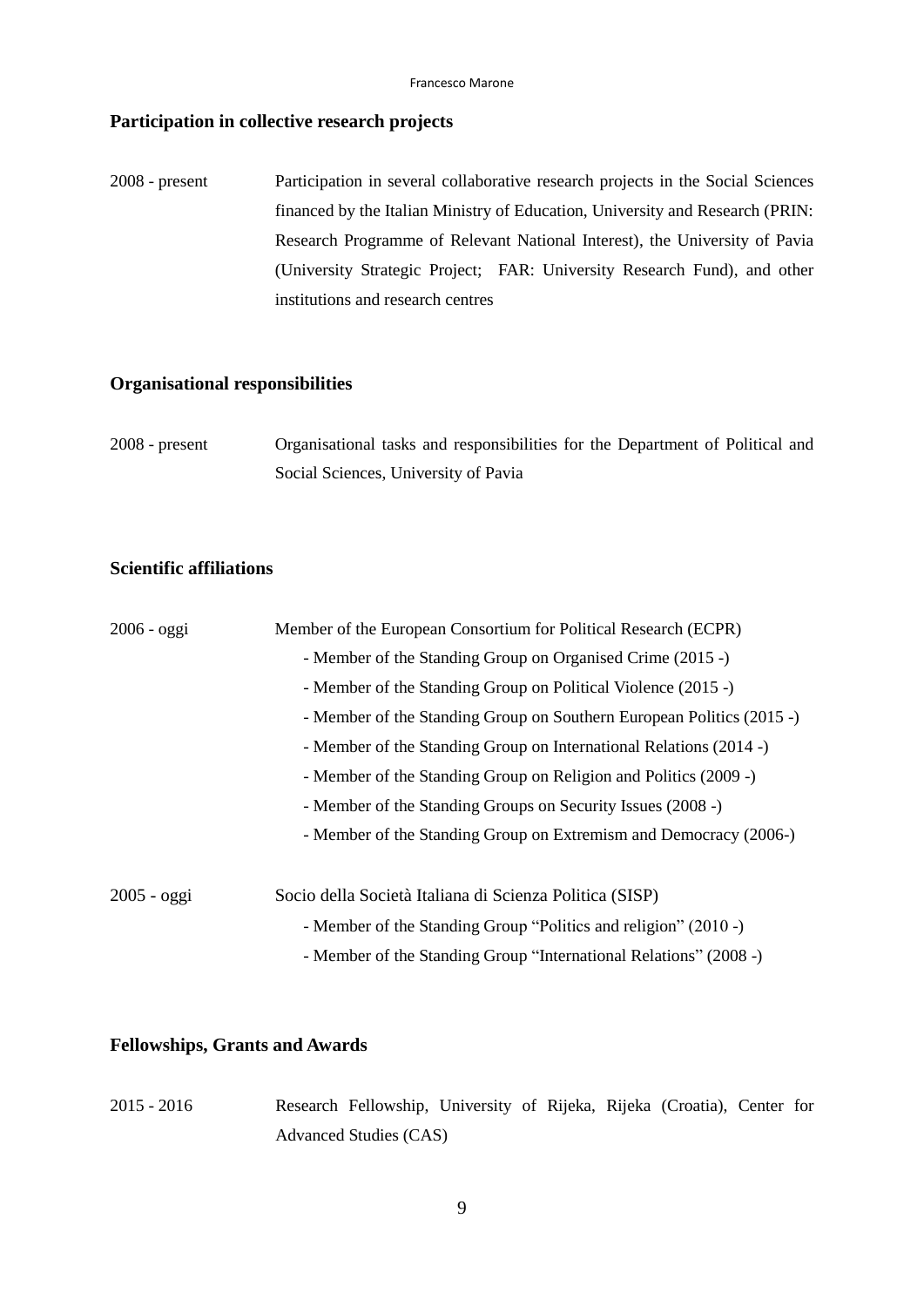## Participation in collective research projects

2008 - present — Participation in several collaborative research projects in the Social Sciences financed by the Italian Ministry of Education, University and Research (PRIN: Research Programme of Relevant National Interest), the University of Pavia (University Strategic Project; FAR: University Research Fund), and other institutions and research centres

## Organisational responsibilities

2008 - present — Organisational tasks and responsibilities for the Department of Political and Social Sciences, University of Pavia

## Scientific affiliations

2006 - oggi — Member of the European Consortium for Political Research (ECPR)

- Member of the Standing Group on Organised Crime (2015 -)
- Member of the Standing Group on Political Violence (2015 -)
- Member of the Standing Group on Southern European Politics (2015 -)
- Member of the Standing Group on International Relations (2014 -)
- Member of the Standing Group on Religion and Politics (2009 -)
- Member of the Standing Groups on Security Issues (2008 -)
- Member of the Standing Group on Extremism and Democracy (2006-)

2005 - oggi — Socio della Società Italiana di Scienza Politica (SISP)

- Member of the Standing Group "Politics and religion" (2010 -)
- Member of the Standing Group "International Relations" (2008 -)

## Fellowships, Grants and Awards

2015 - 2016 — Research Fellowship, University of Rijeka, Rijeka (Croatia), Center for Advanced Studies (CAS)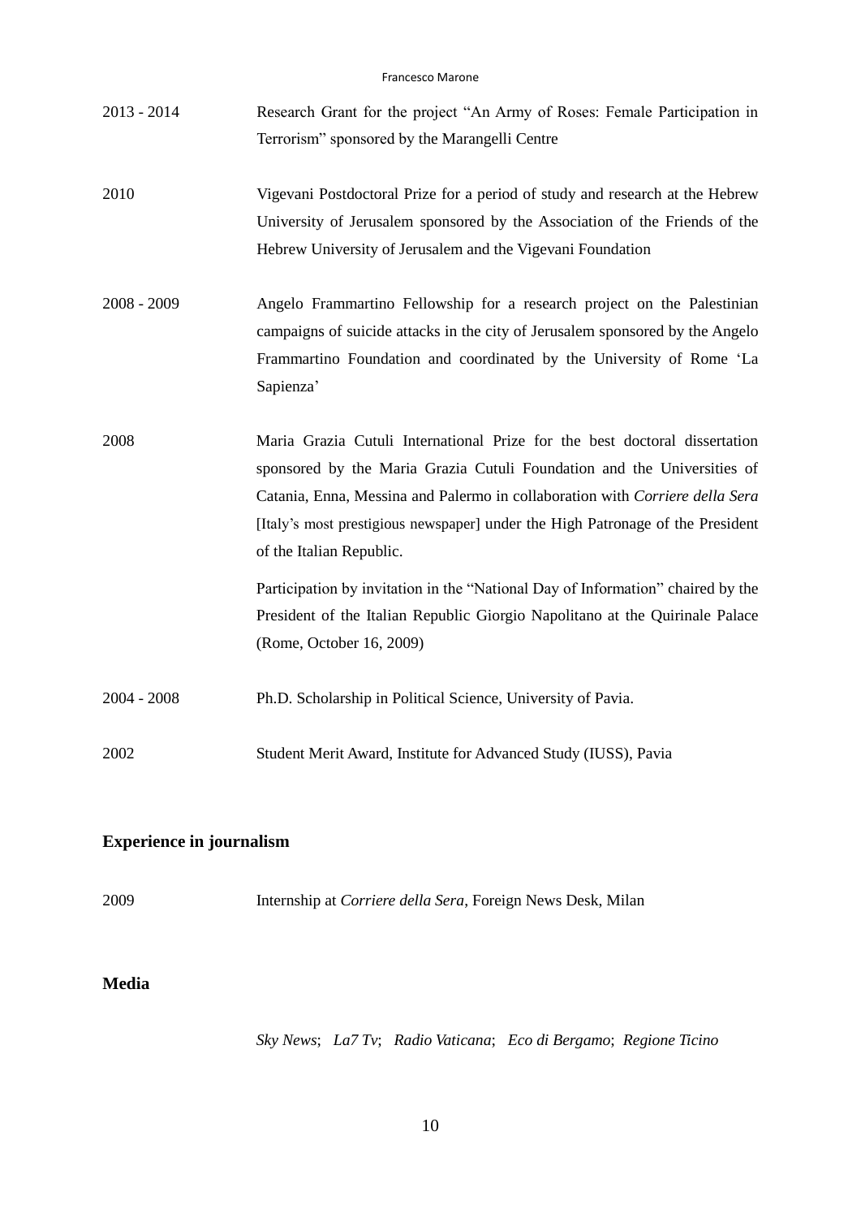| | |
|---|---|
| 2013 - 2014 | Research Grant for the project "An Army of Roses: Female Participation in Terrorism" sponsored by the Marangelli Centre |
| 2010 | Vigevani Postdoctoral Prize for a period of study and research at the Hebrew University of Jerusalem sponsored by the Association of the Friends of the Hebrew University of Jerusalem and the Vigevani Foundation |
| 2008 - 2009 | Angelo Frammartino Fellowship for a research project on the Palestinian campaigns of suicide attacks in the city of Jerusalem sponsored by the Angelo Frammartino Foundation and coordinated by the University of Rome 'La Sapienza' |
| 2008 | Maria Grazia Cutuli International Prize for the best doctoral dissertation sponsored by the Maria Grazia Cutuli Foundation and the Universities of Catania, Enna, Messina and Palermo in collaboration with *Corriere della Sera* [Italy's most prestigious newspaper] under the High Patronage of the President of the Italian Republic.<br><br>Participation by invitation in the "National Day of Information" chaired by the President of the Italian Republic Giorgio Napolitano at the Quirinale Palace (Rome, October 16, 2009) |
| 2004 - 2008 | Ph.D. Scholarship in Political Science, University of Pavia. |
| 2002 | Student Merit Award, Institute for Advanced Study (IUSS), Pavia |

## Experience in journalism

| | |
|---|---|
| 2009 | Internship at *Corriere della Sera*, Foreign News Desk, Milan |

## Media

*Sky News*; *La7 Tv*; *Radio Vaticana*; *Eco di Bergamo*; *Regione Ticino*